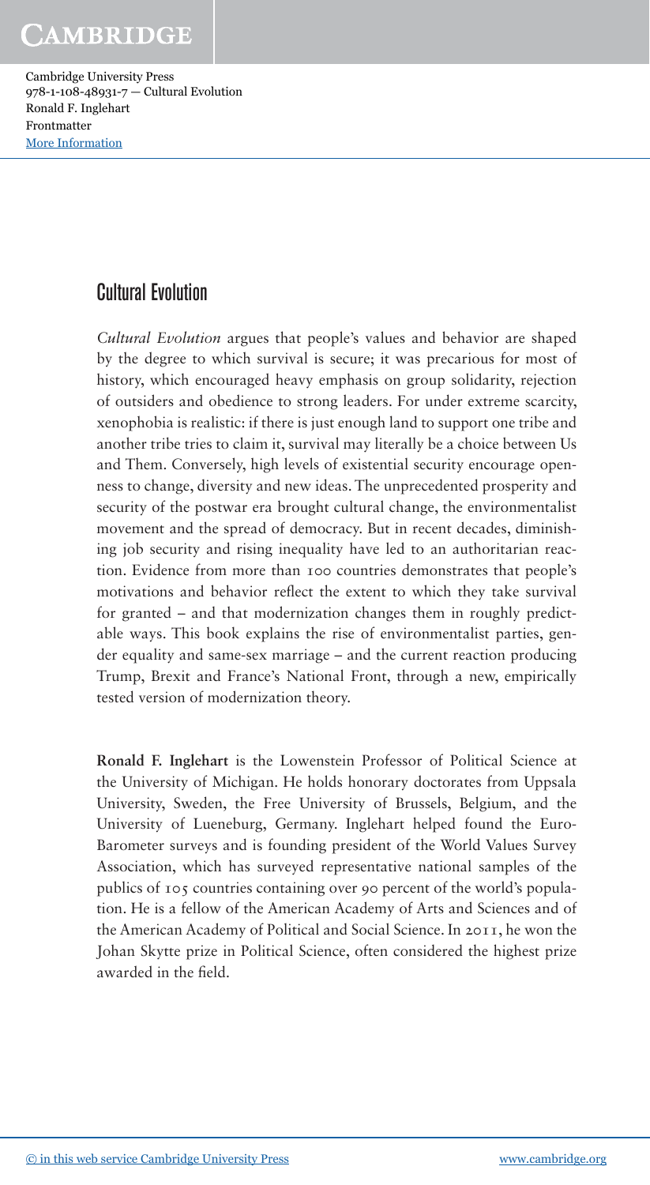# Cultural Evolution

*Cultural Evolution* argues that people's values and behavior are shaped by the degree to which survival is secure; it was precarious for most of history, which encouraged heavy emphasis on group solidarity, rejection of outsiders and obedience to strong leaders. For under extreme scarcity, xenophobia is realistic: if there is just enough land to support one tribe and another tribe tries to claim it, survival may literally be a choice between Us and Them. Conversely, high levels of existential security encourage openness to change, diversity and new ideas. The unprecedented prosperity and security of the postwar era brought cultural change, the environmentalist movement and the spread of democracy. But in recent decades, diminishing job security and rising inequality have led to an authoritarian reaction. Evidence from more than 100 countries demonstrates that people's motivations and behavior reflect the extent to which they take survival for granted – and that modernization changes them in roughly predictable ways. This book explains the rise of environmentalist parties, gender equality and same-sex marriage – and the current reaction producing Trump, Brexit and France's National Front, through a new, empirically tested version of modernization theory.

**Ronald F. Inglehart** is the Lowenstein Professor of Political Science at the University of Michigan. He holds honorary doctorates from Uppsala University, Sweden, the Free University of Brussels, Belgium, and the University of Lueneburg, Germany. Inglehart helped found the Euro-Barometer surveys and is founding president of the World Values Survey Association, which has surveyed representative national samples of the publics of 105 countries containing over 90 percent of the world's population. He is a fellow of the American Academy of Arts and Sciences and of the American Academy of Political and Social Science. In 2011, he won the Johan Skytte prize in Political Science, often considered the highest prize awarded in the field.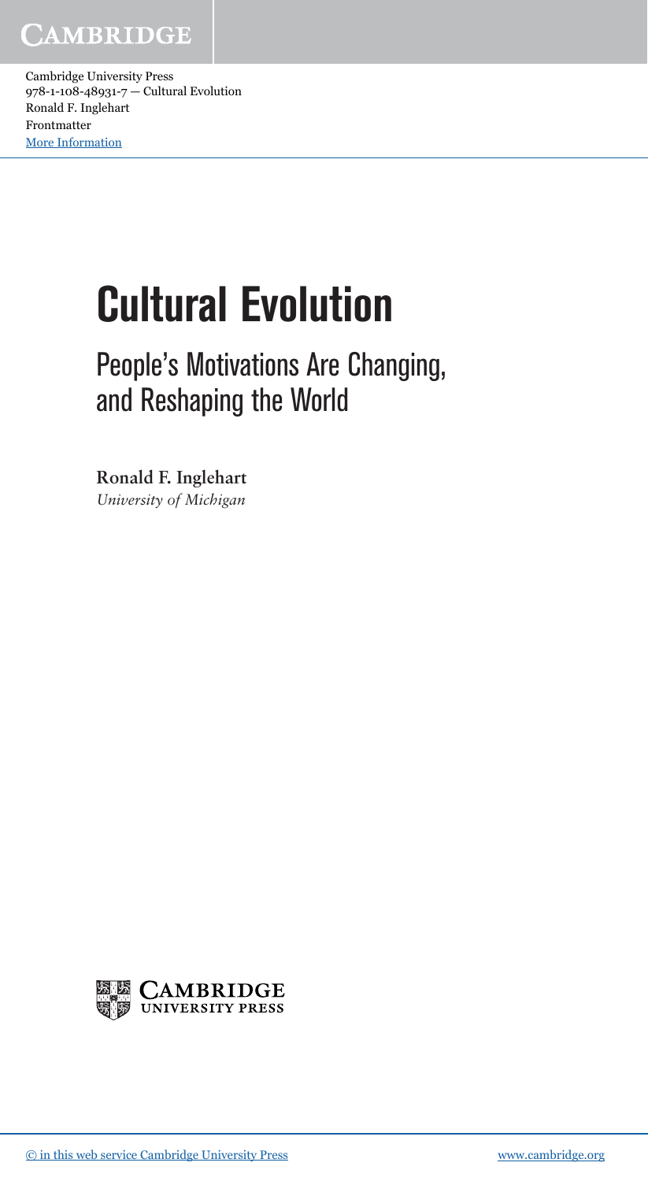# Cultural Evolution

## People's Motivations Are Changing, and Reshaping the World

**Ronald F. Inglehart**
*University of Michigan*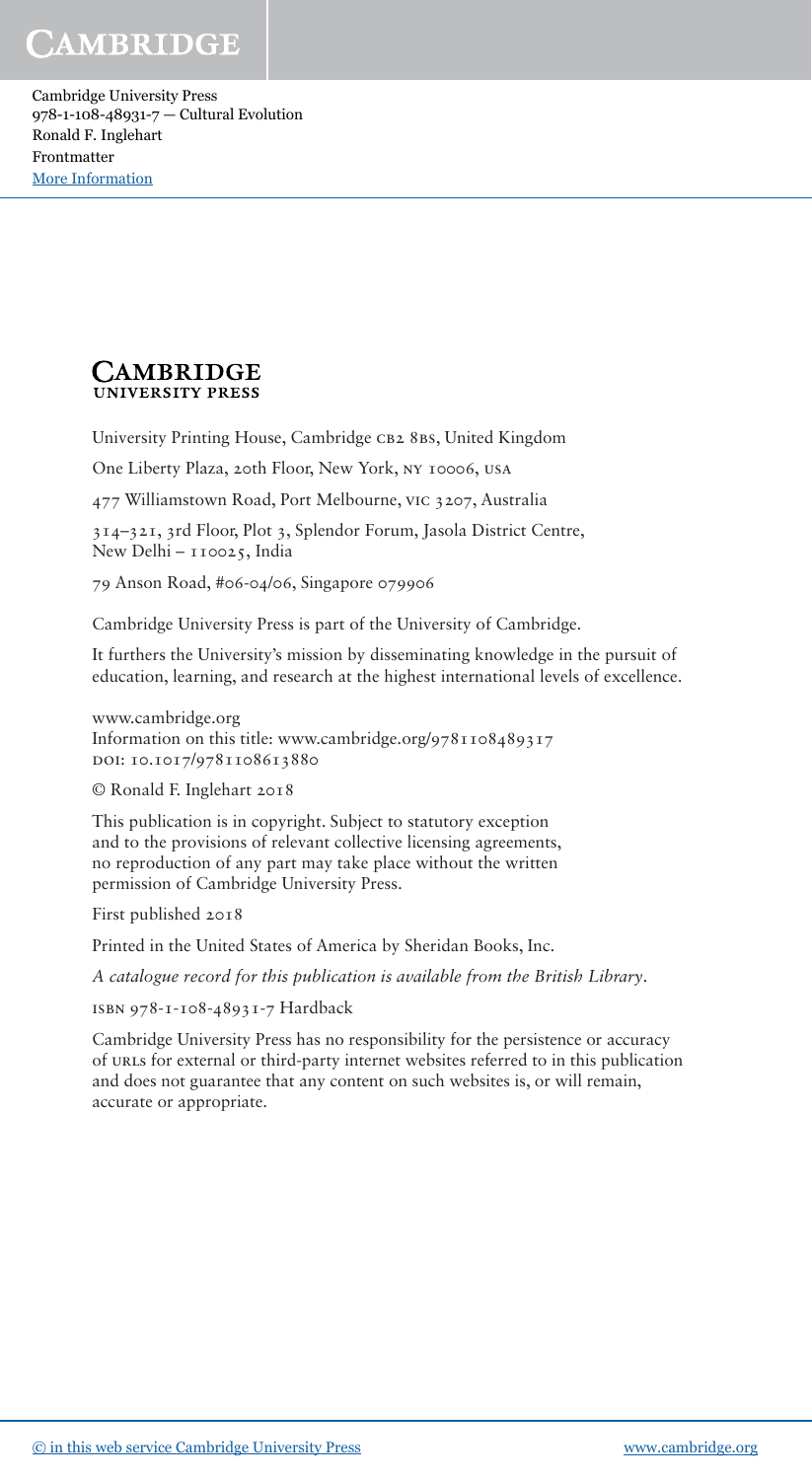**CAMBRIDGE**
**UNIVERSITY PRESS**

University Printing House, Cambridge CB2 8BS, United Kingdom

One Liberty Plaza, 20th Floor, New York, NY 10006, USA

477 Williamstown Road, Port Melbourne, VIC 3207, Australia

314–321, 3rd Floor, Plot 3, Splendor Forum, Jasola District Centre, New Delhi – 110025, India

79 Anson Road, #06-04/06, Singapore 079906

Cambridge University Press is part of the University of Cambridge.

It furthers the University's mission by disseminating knowledge in the pursuit of education, learning, and research at the highest international levels of excellence.

www.cambridge.org
Information on this title: www.cambridge.org/9781108489317
DOI: 10.1017/9781108613880

© Ronald F. Inglehart 2018

This publication is in copyright. Subject to statutory exception and to the provisions of relevant collective licensing agreements, no reproduction of any part may take place without the written permission of Cambridge University Press.

First published 2018

Printed in the United States of America by Sheridan Books, Inc.

*A catalogue record for this publication is available from the British Library.*

ISBN 978-1-108-48931-7 Hardback

Cambridge University Press has no responsibility for the persistence or accuracy of URLs for external or third-party internet websites referred to in this publication and does not guarantee that any content on such websites is, or will remain, accurate or appropriate.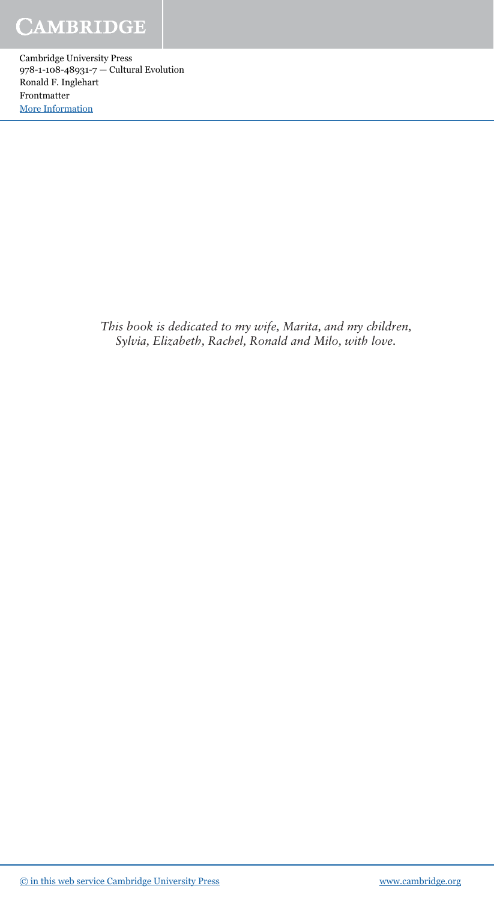*This book is dedicated to my wife, Marita, and my children, Sylvia, Elizabeth, Rachel, Ronald and Milo, with love.*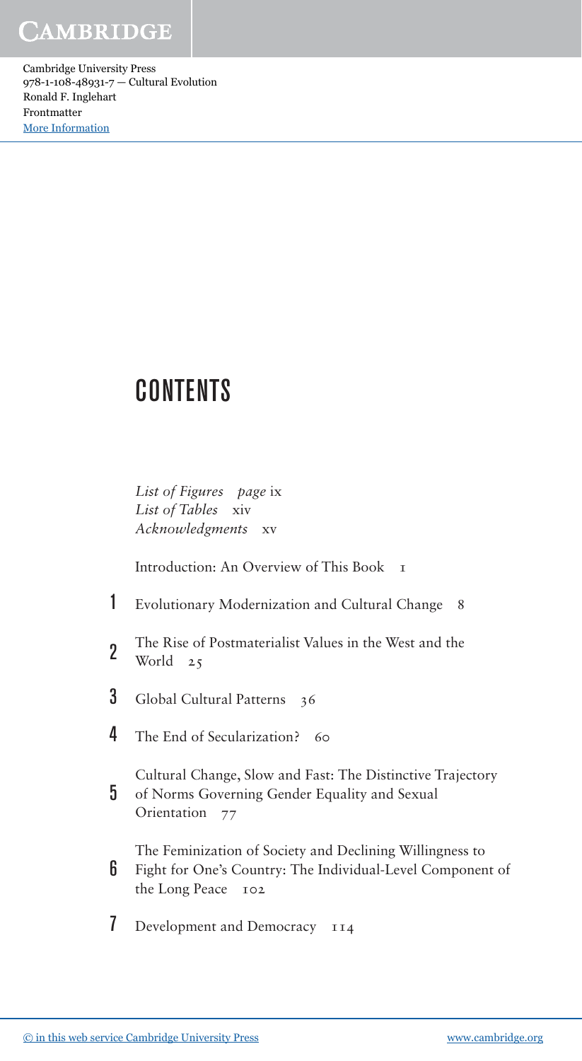# CONTENTS

*List of Figures* *page* ix
*List of Tables* xiv
*Acknowledgments* xv

Introduction: An Overview of This Book 1

1 Evolutionary Modernization and Cultural Change 8

2 The Rise of Postmaterialist Values in the West and the World 25

3 Global Cultural Patterns 36

4 The End of Secularization? 60

5 Cultural Change, Slow and Fast: The Distinctive Trajectory of Norms Governing Gender Equality and Sexual Orientation 77

6 The Feminization of Society and Declining Willingness to Fight for One's Country: The Individual-Level Component of the Long Peace 102

7 Development and Democracy 114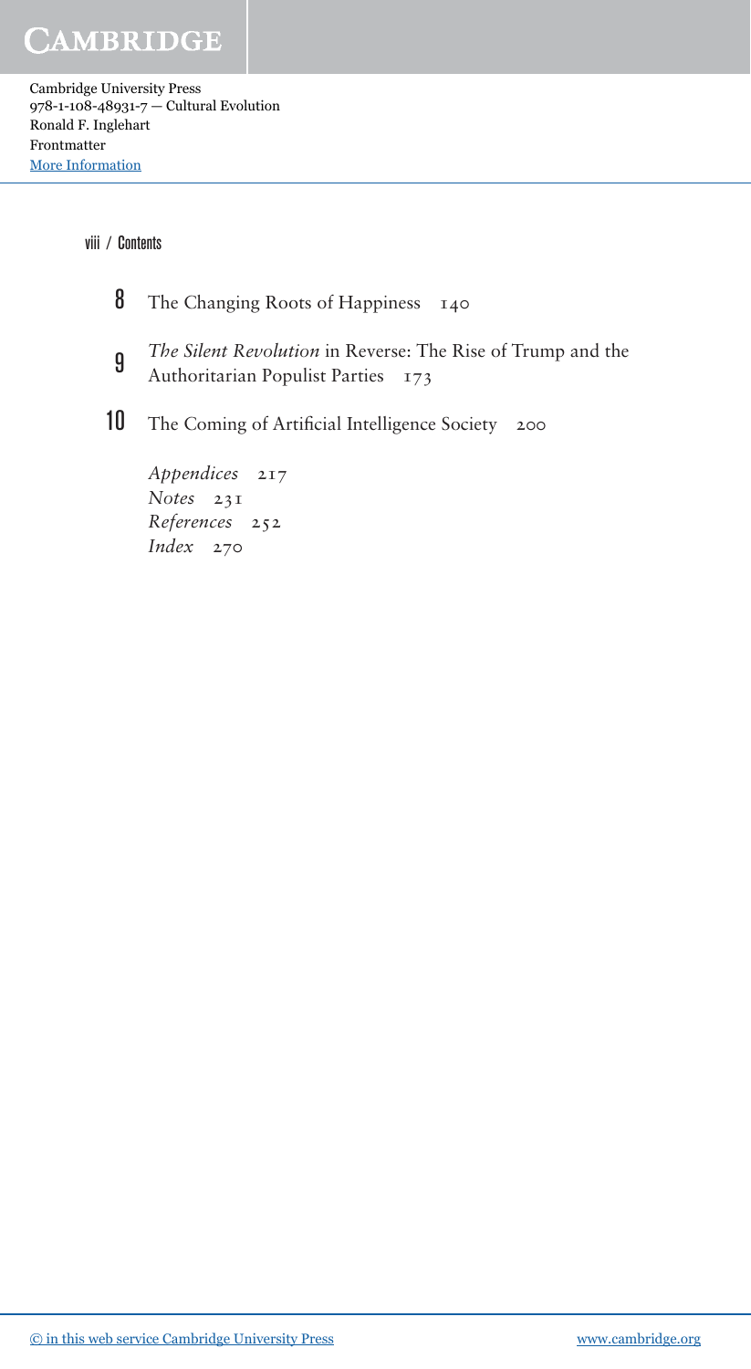8 The Changing Roots of Happiness 140

9 *The Silent Revolution* in Reverse: The Rise of Trump and the Authoritarian Populist Parties 173

10 The Coming of Artificial Intelligence Society 200

*Appendices* 217

*Notes* 231

*References* 252

*Index* 270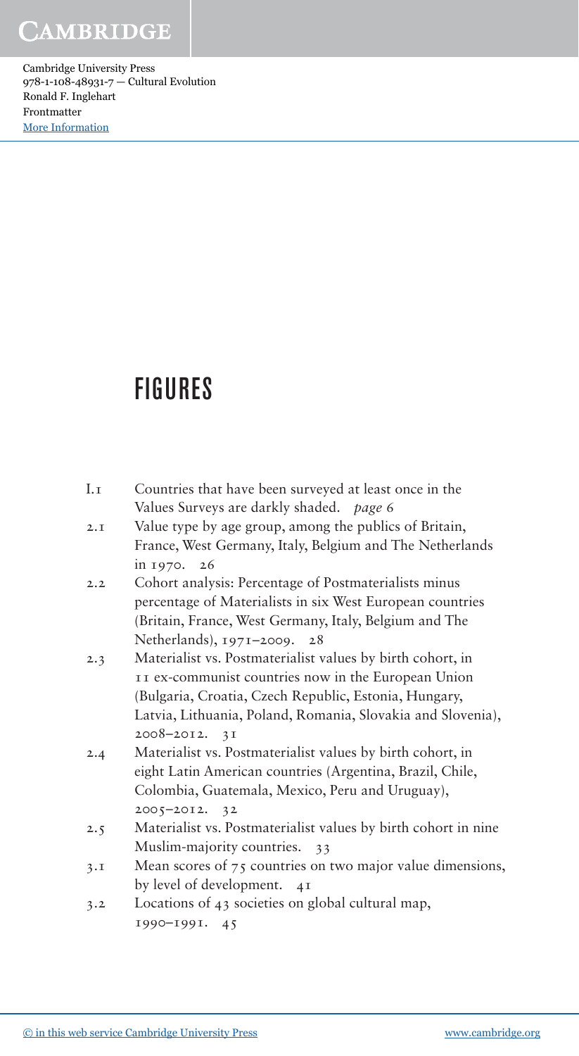# FIGURES

I.1 Countries that have been surveyed at least once in the Values Surveys are darkly shaded. *page* 6

2.1 Value type by age group, among the publics of Britain, France, West Germany, Italy, Belgium and The Netherlands in 1970. 26

2.2 Cohort analysis: Percentage of Postmaterialists minus percentage of Materialists in six West European countries (Britain, France, West Germany, Italy, Belgium and The Netherlands), 1971–2009. 28

2.3 Materialist vs. Postmaterialist values by birth cohort, in 11 ex-communist countries now in the European Union (Bulgaria, Croatia, Czech Republic, Estonia, Hungary, Latvia, Lithuania, Poland, Romania, Slovakia and Slovenia), 2008–2012. 31

2.4 Materialist vs. Postmaterialist values by birth cohort, in eight Latin American countries (Argentina, Brazil, Chile, Colombia, Guatemala, Mexico, Peru and Uruguay), 2005–2012. 32

2.5 Materialist vs. Postmaterialist values by birth cohort in nine Muslim-majority countries. 33

3.1 Mean scores of 75 countries on two major value dimensions, by level of development. 41

3.2 Locations of 43 societies on global cultural map, 1990–1991. 45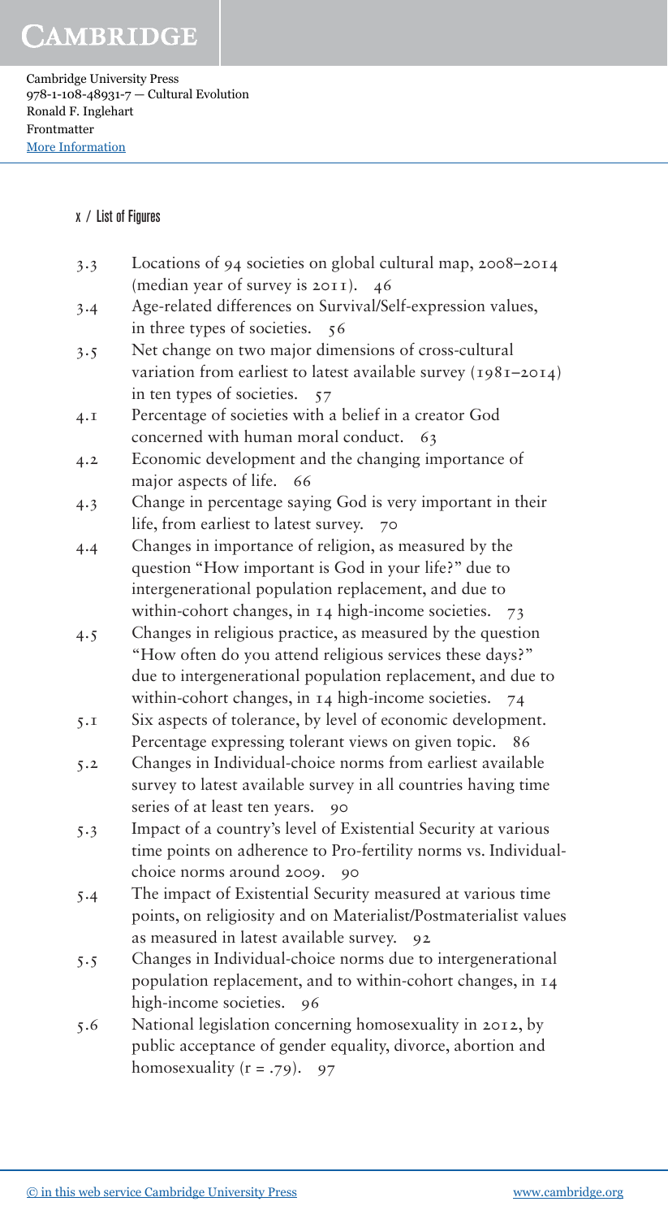| | | |
|---|---|---|
| 3.3 | Locations of 94 societies on global cultural map, 2008–2014 (median year of survey is 2011). | 46 |
| 3.4 | Age-related differences on Survival/Self-expression values, in three types of societies. | 56 |
| 3.5 | Net change on two major dimensions of cross-cultural variation from earliest to latest available survey (1981–2014) in ten types of societies. | 57 |
| 4.1 | Percentage of societies with a belief in a creator God concerned with human moral conduct. | 63 |
| 4.2 | Economic development and the changing importance of major aspects of life. | 66 |
| 4.3 | Change in percentage saying God is very important in their life, from earliest to latest survey. | 70 |
| 4.4 | Changes in importance of religion, as measured by the question "How important is God in your life?" due to intergenerational population replacement, and due to within-cohort changes, in 14 high-income societies. | 73 |
| 4.5 | Changes in religious practice, as measured by the question "How often do you attend religious services these days?" due to intergenerational population replacement, and due to within-cohort changes, in 14 high-income societies. | 74 |
| 5.1 | Six aspects of tolerance, by level of economic development. Percentage expressing tolerant views on given topic. | 86 |
| 5.2 | Changes in Individual-choice norms from earliest available survey to latest available survey in all countries having time series of at least ten years. | 90 |
| 5.3 | Impact of a country's level of Existential Security at various time points on adherence to Pro-fertility norms vs. Individual-choice norms around 2009. | 90 |
| 5.4 | The impact of Existential Security measured at various time points, on religiosity and on Materialist/Postmaterialist values as measured in latest available survey. | 92 |
| 5.5 | Changes in Individual-choice norms due to intergenerational population replacement, and to within-cohort changes, in 14 high-income societies. | 96 |
| 5.6 | National legislation concerning homosexuality in 2012, by public acceptance of gender equality, divorce, abortion and homosexuality ($r = .79$). | 97 |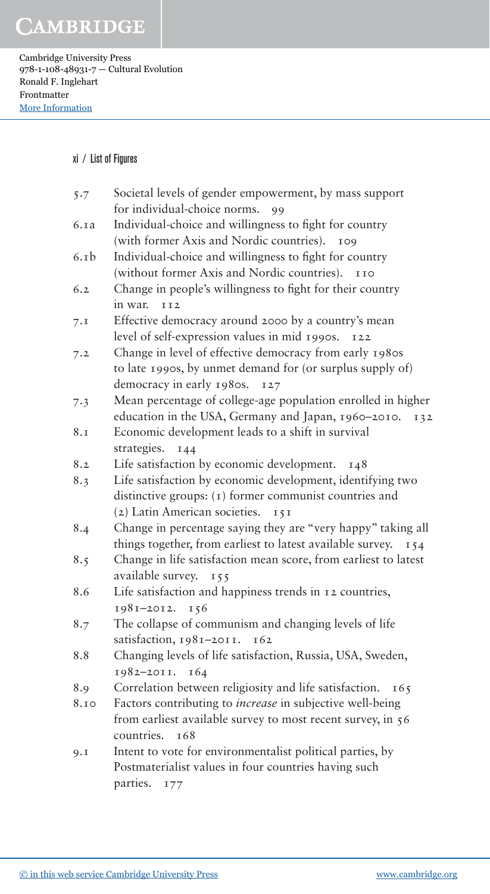| | | |
|---|---|---|
| 5.7 | Societal levels of gender empowerment, by mass support for individual-choice norms. | 99 |
| 6.1a | Individual-choice and willingness to fight for country (with former Axis and Nordic countries). | 109 |
| 6.1b | Individual-choice and willingness to fight for country (without former Axis and Nordic countries). | 110 |
| 6.2 | Change in people's willingness to fight for their country in war. | 112 |
| 7.1 | Effective democracy around 2000 by a country's mean level of self-expression values in mid 1990s. | 122 |
| 7.2 | Change in level of effective democracy from early 1980s to late 1990s, by unmet demand for (or surplus supply of) democracy in early 1980s. | 127 |
| 7.3 | Mean percentage of college-age population enrolled in higher education in the USA, Germany and Japan, 1960–2010. | 132 |
| 8.1 | Economic development leads to a shift in survival strategies. | 144 |
| 8.2 | Life satisfaction by economic development. | 148 |
| 8.3 | Life satisfaction by economic development, identifying two distinctive groups: (1) former communist countries and (2) Latin American societies. | 151 |
| 8.4 | Change in percentage saying they are "very happy" taking all things together, from earliest to latest available survey. | 154 |
| 8.5 | Change in life satisfaction mean score, from earliest to latest available survey. | 155 |
| 8.6 | Life satisfaction and happiness trends in 12 countries, 1981–2012. | 156 |
| 8.7 | The collapse of communism and changing levels of life satisfaction, 1981–2011. | 162 |
| 8.8 | Changing levels of life satisfaction, Russia, USA, Sweden, 1982–2011. | 164 |
| 8.9 | Correlation between religiosity and life satisfaction. | 165 |
| 8.10 | Factors contributing to *increase* in subjective well-being from earliest available survey to most recent survey, in 56 countries. | 168 |
| 9.1 | Intent to vote for environmentalist political parties, by Postmaterialist values in four countries having such parties. | 177 |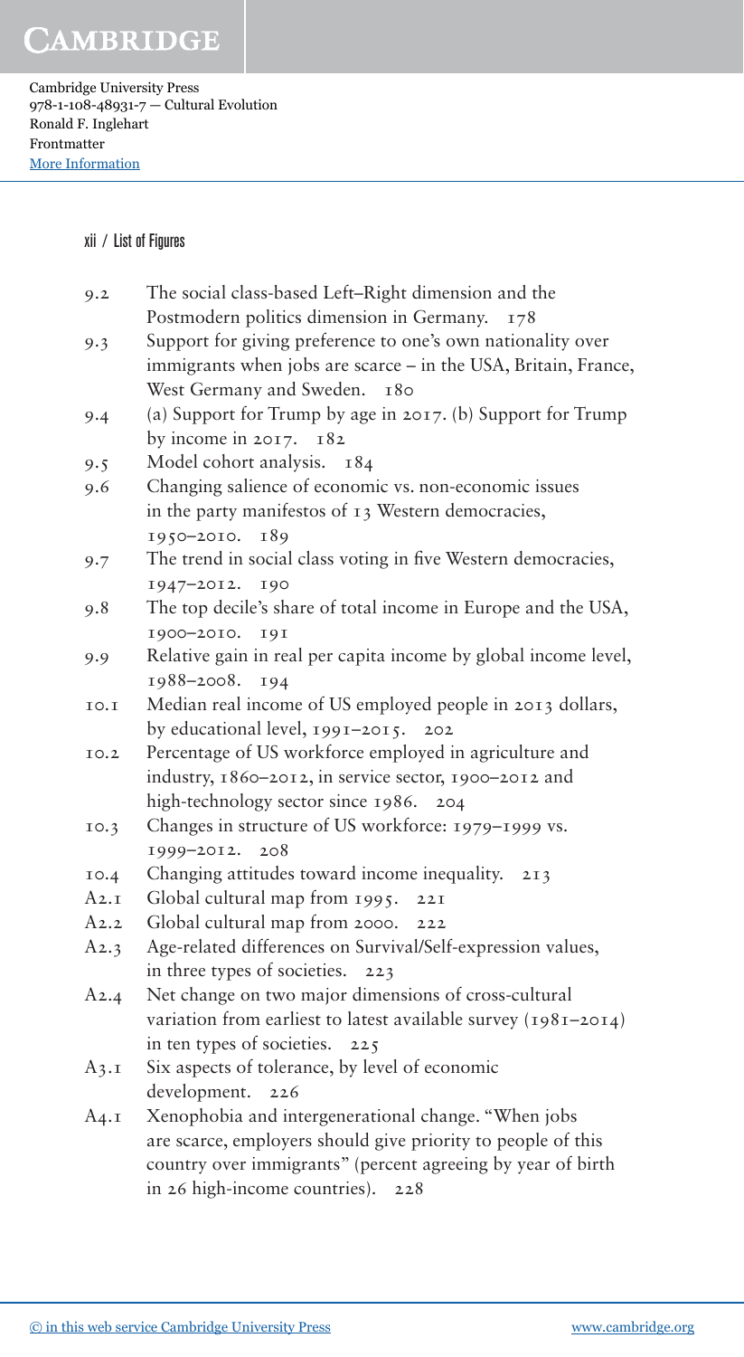| | | |
|---|---|---|
| 9.2 | The social class-based Left–Right dimension and the Postmodern politics dimension in Germany. | 178 |
| 9.3 | Support for giving preference to one's own nationality over immigrants when jobs are scarce – in the USA, Britain, France, West Germany and Sweden. | 180 |
| 9.4 | (a) Support for Trump by age in 2017. (b) Support for Trump by income in 2017. | 182 |
| 9.5 | Model cohort analysis. | 184 |
| 9.6 | Changing salience of economic vs. non-economic issues in the party manifestos of 13 Western democracies, 1950–2010. | 189 |
| 9.7 | The trend in social class voting in five Western democracies, 1947–2012. | 190 |
| 9.8 | The top decile's share of total income in Europe and the USA, 1900–2010. | 191 |
| 9.9 | Relative gain in real per capita income by global income level, 1988–2008. | 194 |
| 10.1 | Median real income of US employed people in 2013 dollars, by educational level, 1991–2015. | 202 |
| 10.2 | Percentage of US workforce employed in agriculture and industry, 1860–2012, in service sector, 1900–2012 and high-technology sector since 1986. | 204 |
| 10.3 | Changes in structure of US workforce: 1979–1999 vs. 1999–2012. | 208 |
| 10.4 | Changing attitudes toward income inequality. | 213 |
| A2.1 | Global cultural map from 1995. | 221 |
| A2.2 | Global cultural map from 2000. | 222 |
| A2.3 | Age-related differences on Survival/Self-expression values, in three types of societies. | 223 |
| A2.4 | Net change on two major dimensions of cross-cultural variation from earliest to latest available survey (1981–2014) in ten types of societies. | 225 |
| A3.1 | Six aspects of tolerance, by level of economic development. | 226 |
| A4.1 | Xenophobia and intergenerational change. "When jobs are scarce, employers should give priority to people of this country over immigrants" (percent agreeing by year of birth in 26 high-income countries). | 228 |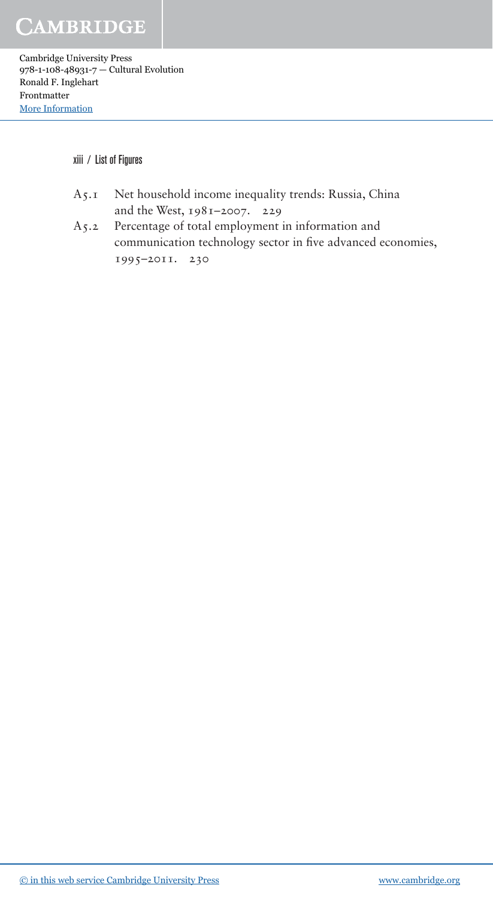A5.1 Net household income inequality trends: Russia, China and the West, 1981–2007. 229

A5.2 Percentage of total employment in information and communication technology sector in five advanced economies, 1995–2011. 230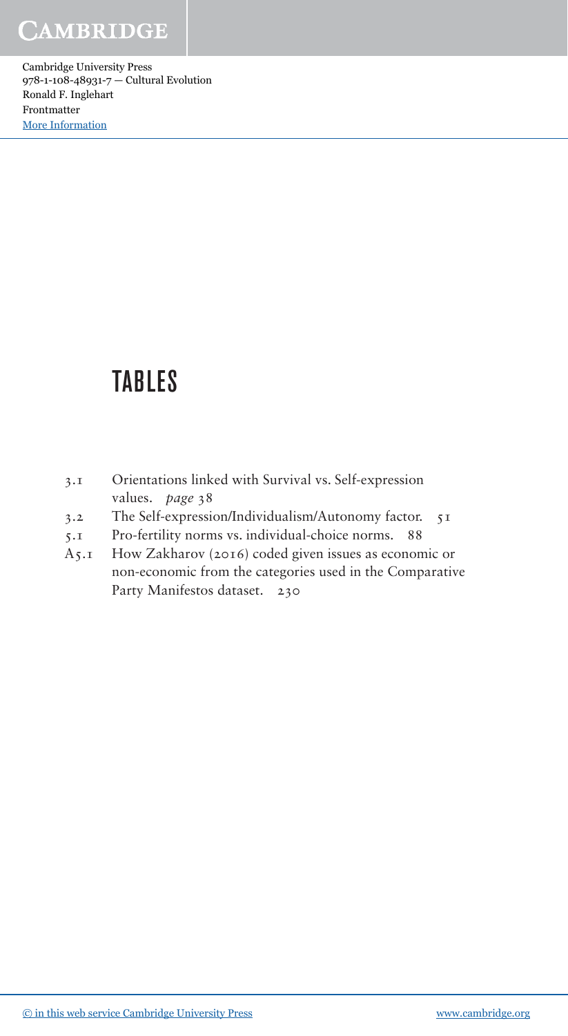# TABLES

- 3.1 Orientations linked with Survival vs. Self-expression values. *page* 38
- 3.2 The Self-expression/Individualism/Autonomy factor. 51
- 5.1 Pro-fertility norms vs. individual-choice norms. 88
- A5.1 How Zakharov (2016) coded given issues as economic or non-economic from the categories used in the Comparative Party Manifestos dataset. 230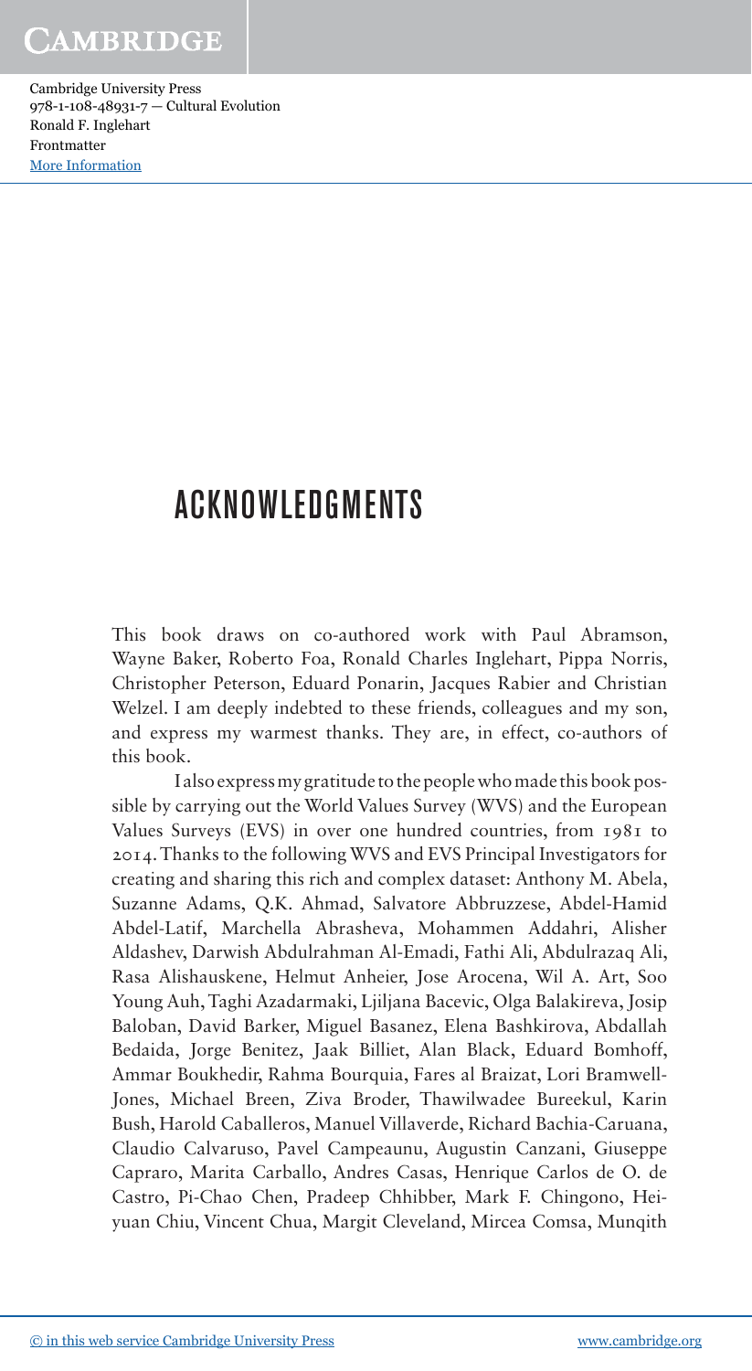# ACKNOWLEDGMENTS

This book draws on co-authored work with Paul Abramson, Wayne Baker, Roberto Foa, Ronald Charles Inglehart, Pippa Norris, Christopher Peterson, Eduard Ponarin, Jacques Rabier and Christian Welzel. I am deeply indebted to these friends, colleagues and my son, and express my warmest thanks. They are, in effect, co-authors of this book.

I also express my gratitude to the people who made this book possible by carrying out the World Values Survey (WVS) and the European Values Surveys (EVS) in over one hundred countries, from 1981 to 2014. Thanks to the following WVS and EVS Principal Investigators for creating and sharing this rich and complex dataset: Anthony M. Abela, Suzanne Adams, Q.K. Ahmad, Salvatore Abbruzzese, Abdel-Hamid Abdel-Latif, Marchella Abrasheva, Mohammen Addahri, Alisher Aldashev, Darwish Abdulrahman Al-Emadi, Fathi Ali, Abdulrazaq Ali, Rasa Alishauskene, Helmut Anheier, Jose Arocena, Wil A. Art, Soo Young Auh, Taghi Azadarmaki, Ljiljana Bacevic, Olga Balakireva, Josip Baloban, David Barker, Miguel Basanez, Elena Bashkirova, Abdallah Bedaida, Jorge Benitez, Jaak Billiet, Alan Black, Eduard Bomhoff, Ammar Boukhedir, Rahma Bourquia, Fares al Braizat, Lori Bramwell-Jones, Michael Breen, Ziva Broder, Thawilwadee Bureekul, Karin Bush, Harold Caballeros, Manuel Villaverde, Richard Bachia-Caruana, Claudio Calvaruso, Pavel Campeaunu, Augustin Canzani, Giuseppe Capraro, Marita Carballo, Andres Casas, Henrique Carlos de O. de Castro, Pi-Chao Chen, Pradeep Chhibber, Mark F. Chingono, Hei-yuan Chiu, Vincent Chua, Margit Cleveland, Mircea Comsa, Munqith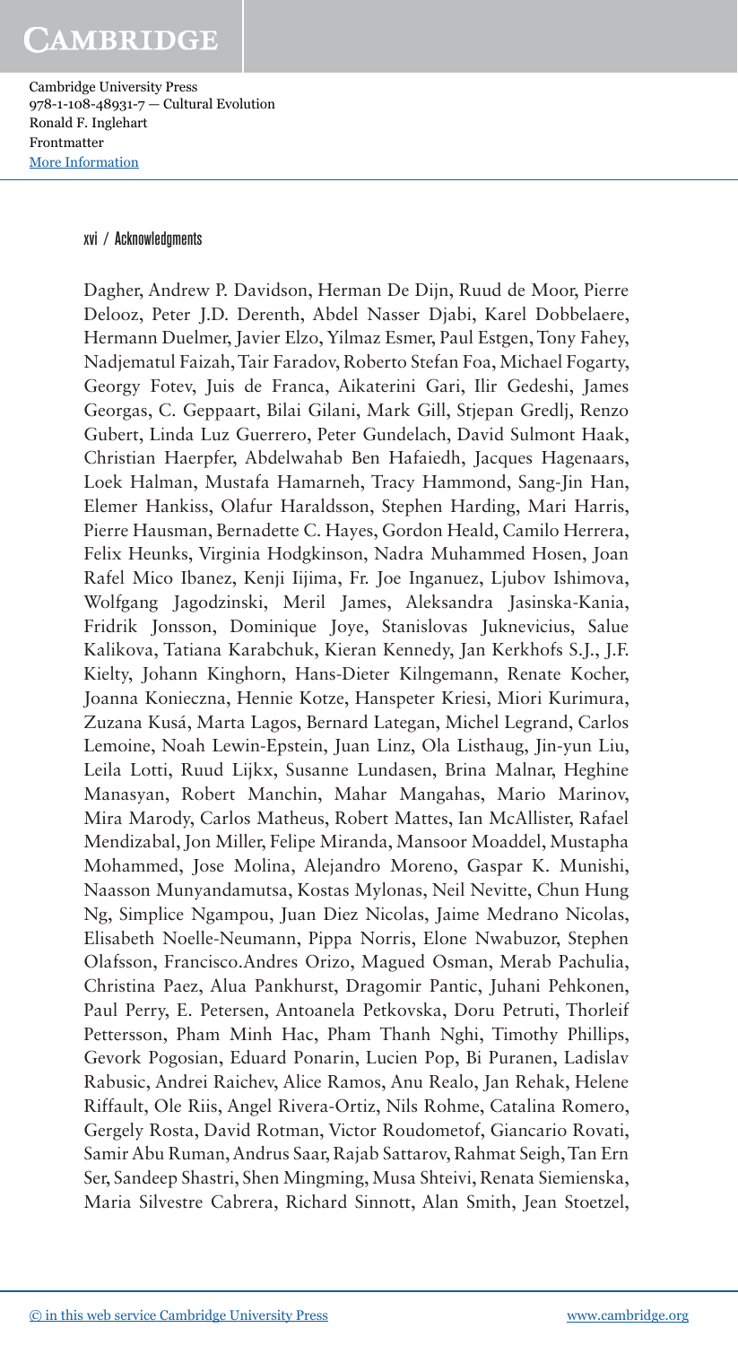Dagher, Andrew P. Davidson, Herman De Dijn, Ruud de Moor, Pierre Delooz, Peter J.D. Derenth, Abdel Nasser Djabi, Karel Dobbelaere, Hermann Duelmer, Javier Elzo, Yilmaz Esmer, Paul Estgen, Tony Fahey, Nadjematul Faizah, Tair Faradov, Roberto Stefan Foa, Michael Fogarty, Georgy Fotev, Juis de Franca, Aikaterini Gari, Ilir Gedeshi, James Georgas, C. Geppaart, Bilai Gilani, Mark Gill, Stjepan Gredlj, Renzo Gubert, Linda Luz Guerrero, Peter Gundelach, David Sulmont Haak, Christian Haerpfer, Abdelwahab Ben Hafaiedh, Jacques Hagenaars, Loek Halman, Mustafa Hamarneh, Tracy Hammond, Sang-Jin Han, Elemer Hankiss, Olafur Haraldsson, Stephen Harding, Mari Harris, Pierre Hausman, Bernadette C. Hayes, Gordon Heald, Camilo Herrera, Felix Heunks, Virginia Hodgkinson, Nadra Muhammed Hosen, Joan Rafel Mico Ibanez, Kenji Iijima, Fr. Joe Inganuez, Ljubov Ishimova, Wolfgang Jagodzinski, Meril James, Aleksandra Jasinska-Kania, Fridrik Jonsson, Dominique Joye, Stanislovas Juknevicius, Salue Kalikova, Tatiana Karabchuk, Kieran Kennedy, Jan Kerkhofs S.J., J.F. Kielty, Johann Kinghorn, Hans-Dieter Kilngemann, Renate Kocher, Joanna Konieczna, Hennie Kotze, Hanspeter Kriesi, Miori Kurimura, Zuzana Kusá, Marta Lagos, Bernard Lategan, Michel Legrand, Carlos Lemoine, Noah Lewin-Epstein, Juan Linz, Ola Listhaug, Jin-yun Liu, Leila Lotti, Ruud Lijkx, Susanne Lundasen, Brina Malnar, Heghine Manasyan, Robert Manchin, Mahar Mangahas, Mario Marinov, Mira Marody, Carlos Matheus, Robert Mattes, Ian McAllister, Rafael Mendizabal, Jon Miller, Felipe Miranda, Mansoor Moaddel, Mustapha Mohammed, Jose Molina, Alejandro Moreno, Gaspar K. Munishi, Naasson Munyandamutsa, Kostas Mylonas, Neil Nevitte, Chun Hung Ng, Simplice Ngampou, Juan Diez Nicolas, Jaime Medrano Nicolas, Elisabeth Noelle-Neumann, Pippa Norris, Elone Nwabuzor, Stephen Olafsson, Francisco.Andres Orizo, Magued Osman, Merab Pachulia, Christina Paez, Alua Pankhurst, Dragomir Pantic, Juhani Pehkonen, Paul Perry, E. Petersen, Antoanela Petkovska, Doru Petruti, Thorleif Pettersson, Pham Minh Hac, Pham Thanh Nghi, Timothy Phillips, Gevork Pogosian, Eduard Ponarin, Lucien Pop, Bi Puranen, Ladislav Rabusic, Andrei Raichev, Alice Ramos, Anu Realo, Jan Rehak, Helene Riffault, Ole Riis, Angel Rivera-Ortiz, Nils Rohme, Catalina Romero, Gergely Rosta, David Rotman, Victor Roudometof, Giancario Rovati, Samir Abu Ruman, Andrus Saar, Rajab Sattarov, Rahmat Seigh, Tan Ern Ser, Sandeep Shastri, Shen Mingming, Musa Shteivi, Renata Siemienska, Maria Silvestre Cabrera, Richard Sinnott, Alan Smith, Jean Stoetzel,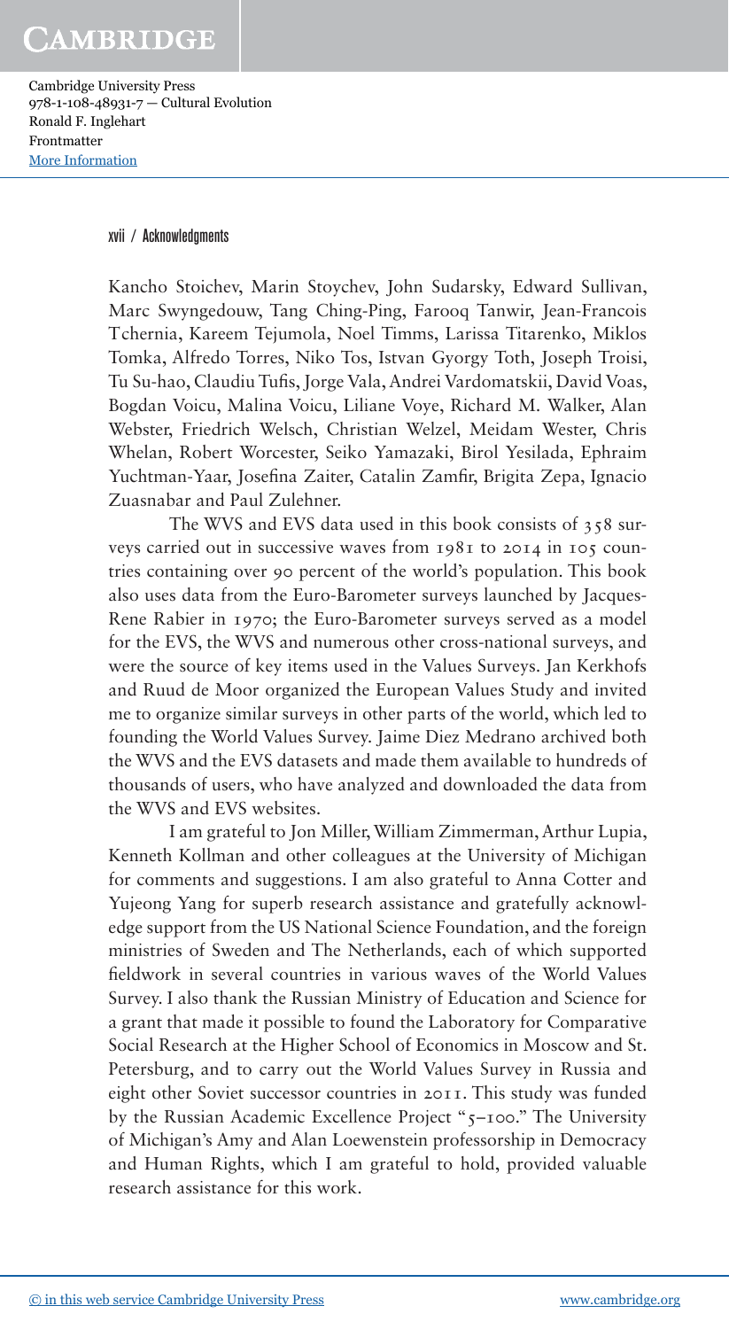Kancho Stoichev, Marin Stoychev, John Sudarsky, Edward Sullivan, Marc Swyngedouw, Tang Ching-Ping, Farooq Tanwir, Jean-Francois Tchernia, Kareem Tejumola, Noel Timms, Larissa Titarenko, Miklos Tomka, Alfredo Torres, Niko Tos, Istvan Gyorgy Toth, Joseph Troisi, Tu Su-hao, Claudiu Tufis, Jorge Vala, Andrei Vardomatskii, David Voas, Bogdan Voicu, Malina Voicu, Liliane Voye, Richard M. Walker, Alan Webster, Friedrich Welsch, Christian Welzel, Meidam Wester, Chris Whelan, Robert Worcester, Seiko Yamazaki, Birol Yesilada, Ephraim Yuchtman-Yaar, Josefina Zaiter, Catalin Zamfir, Brigita Zepa, Ignacio Zuasnabar and Paul Zulehner.

The WVS and EVS data used in this book consists of 358 surveys carried out in successive waves from 1981 to 2014 in 105 countries containing over 90 percent of the world's population. This book also uses data from the Euro-Barometer surveys launched by Jacques-Rene Rabier in 1970; the Euro-Barometer surveys served as a model for the EVS, the WVS and numerous other cross-national surveys, and were the source of key items used in the Values Surveys. Jan Kerkhofs and Ruud de Moor organized the European Values Study and invited me to organize similar surveys in other parts of the world, which led to founding the World Values Survey. Jaime Diez Medrano archived both the WVS and the EVS datasets and made them available to hundreds of thousands of users, who have analyzed and downloaded the data from the WVS and EVS websites.

I am grateful to Jon Miller, William Zimmerman, Arthur Lupia, Kenneth Kollman and other colleagues at the University of Michigan for comments and suggestions. I am also grateful to Anna Cotter and Yujeong Yang for superb research assistance and gratefully acknowledge support from the US National Science Foundation, and the foreign ministries of Sweden and The Netherlands, each of which supported fieldwork in several countries in various waves of the World Values Survey. I also thank the Russian Ministry of Education and Science for a grant that made it possible to found the Laboratory for Comparative Social Research at the Higher School of Economics in Moscow and St. Petersburg, and to carry out the World Values Survey in Russia and eight other Soviet successor countries in 2011. This study was funded by the Russian Academic Excellence Project "5–100." The University of Michigan's Amy and Alan Loewenstein professorship in Democracy and Human Rights, which I am grateful to hold, provided valuable research assistance for this work.